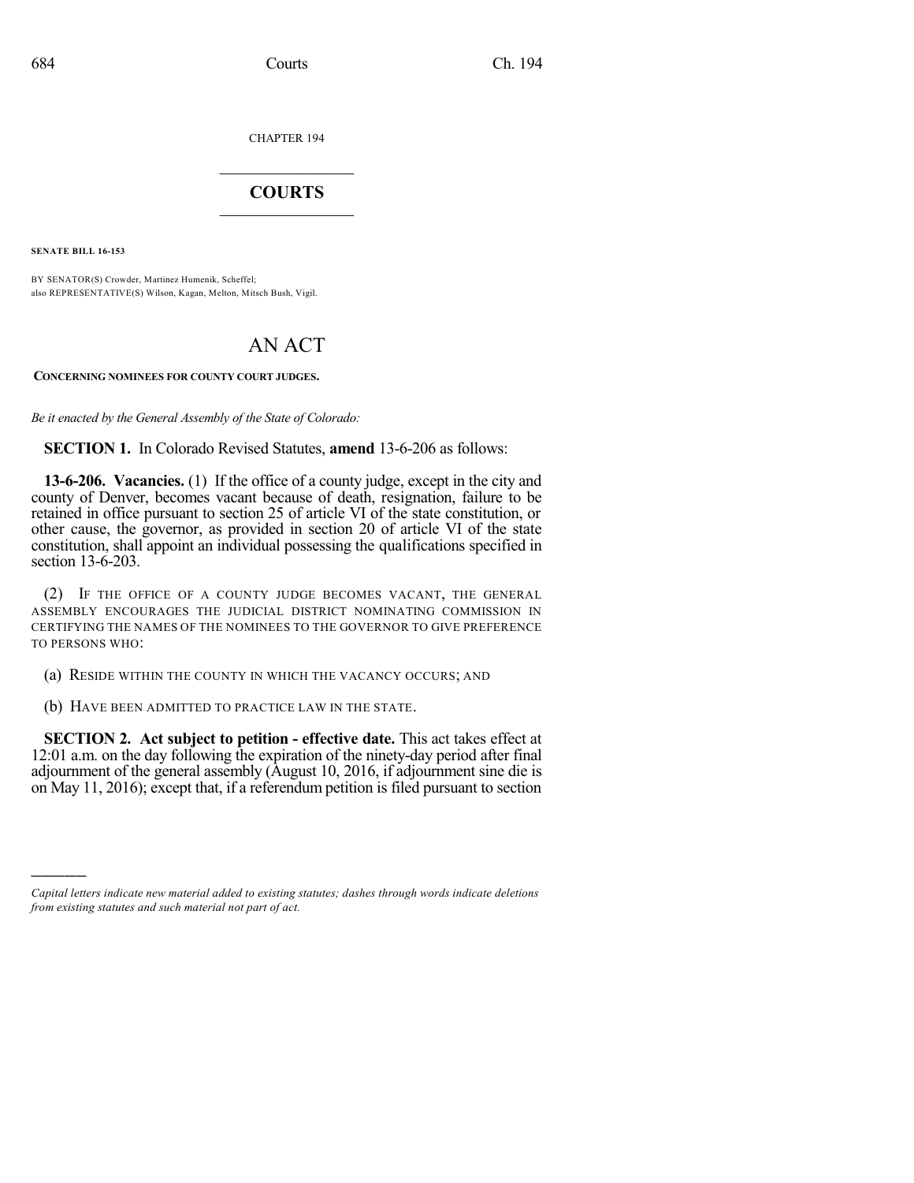CHAPTER 194

# COURTS

**SENATE BILL 16-153**

BY SENATOR(S) Crowder, Martinez Humenik, Scheffel;
also REPRESENTATIVE(S) Wilson, Kagan, Melton, Mitsch Bush, Vigil.

# AN ACT

**CONCERNING NOMINEES FOR COUNTY COURT JUDGES.**

*Be it enacted by the General Assembly of the State of Colorado:*

**SECTION 1.** In Colorado Revised Statutes, **amend** 13-6-206 as follows:

**13-6-206. Vacancies.** (1) If the office of a county judge, except in the city and county of Denver, becomes vacant because of death, resignation, failure to be retained in office pursuant to section 25 of article VI of the state constitution, or other cause, the governor, as provided in section 20 of article VI of the state constitution, shall appoint an individual possessing the qualifications specified in section 13-6-203.

(2) IF THE OFFICE OF A COUNTY JUDGE BECOMES VACANT, THE GENERAL ASSEMBLY ENCOURAGES THE JUDICIAL DISTRICT NOMINATING COMMISSION IN CERTIFYING THE NAMES OF THE NOMINEES TO THE GOVERNOR TO GIVE PREFERENCE TO PERSONS WHO:

(a) RESIDE WITHIN THE COUNTY IN WHICH THE VACANCY OCCURS; AND

(b) HAVE BEEN ADMITTED TO PRACTICE LAW IN THE STATE.

**SECTION 2. Act subject to petition - effective date.** This act takes effect at 12:01 a.m. on the day following the expiration of the ninety-day period after final adjournment of the general assembly (August 10, 2016, if adjournment sine die is on May 11, 2016); except that, if a referendum petition is filed pursuant to section

---

*Capital letters indicate new material added to existing statutes; dashes through words indicate deletions from existing statutes and such material not part of act.*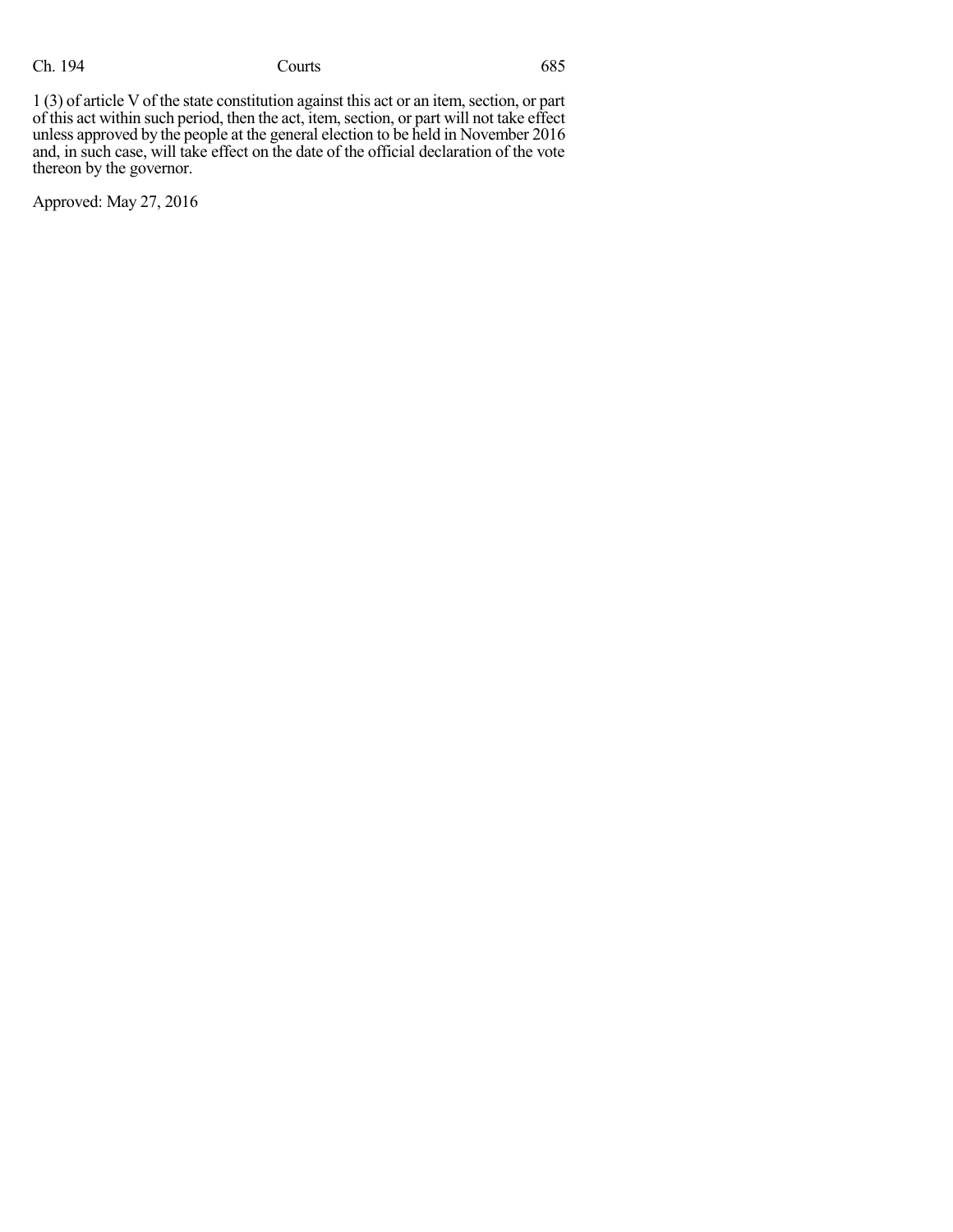1 (3) of article V of the state constitution against this act or an item, section, or part of this act within such period, then the act, item, section, or part will not take effect unless approved by the people at the general election to be held in November 2016 and, in such case, will take effect on the date of the official declaration of the vote thereon by the governor.

Approved: May 27, 2016